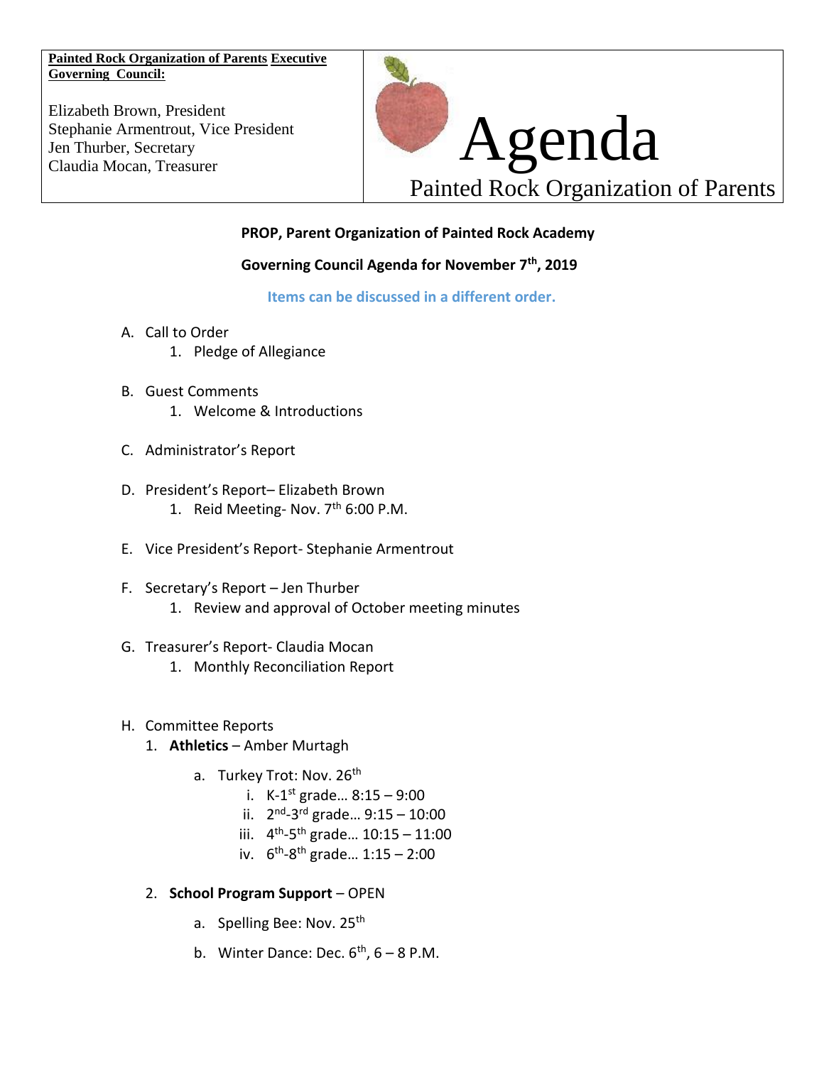**Painted Rock Organization of Parents Executive Governing Council:**

Elizabeth Brown, President
Stephanie Armentrout, Vice President
Jen Thurber, Secretary
Claudia Mocan, Treasurer

# Agenda

Painted Rock Organization of Parents

**PROP, Parent Organization of Painted Rock Academy**

**Governing Council Agenda for November 7th, 2019**

**Items can be discussed in a different order.**

A. Call to Order
   1. Pledge of Allegiance

B. Guest Comments
   1. Welcome & Introductions

C. Administrator's Report

D. President's Report– Elizabeth Brown
   1. Reid Meeting- Nov. 7th 6:00 P.M.

E. Vice President's Report- Stephanie Armentrout

F. Secretary's Report – Jen Thurber
   1. Review and approval of October meeting minutes

G. Treasurer's Report- Claudia Mocan
   1. Monthly Reconciliation Report

H. Committee Reports
   1. **Athletics** – Amber Murtagh
      a. Turkey Trot: Nov. 26th
         i. K-1st grade… 8:15 – 9:00
         ii. 2nd-3rd grade… 9:15 – 10:00
         iii. 4th-5th grade… 10:15 – 11:00
         iv. 6th-8th grade… 1:15 – 2:00
   2. **School Program Support** – OPEN
      a. Spelling Bee: Nov. 25th
      b. Winter Dance: Dec. 6th, 6 – 8 P.M.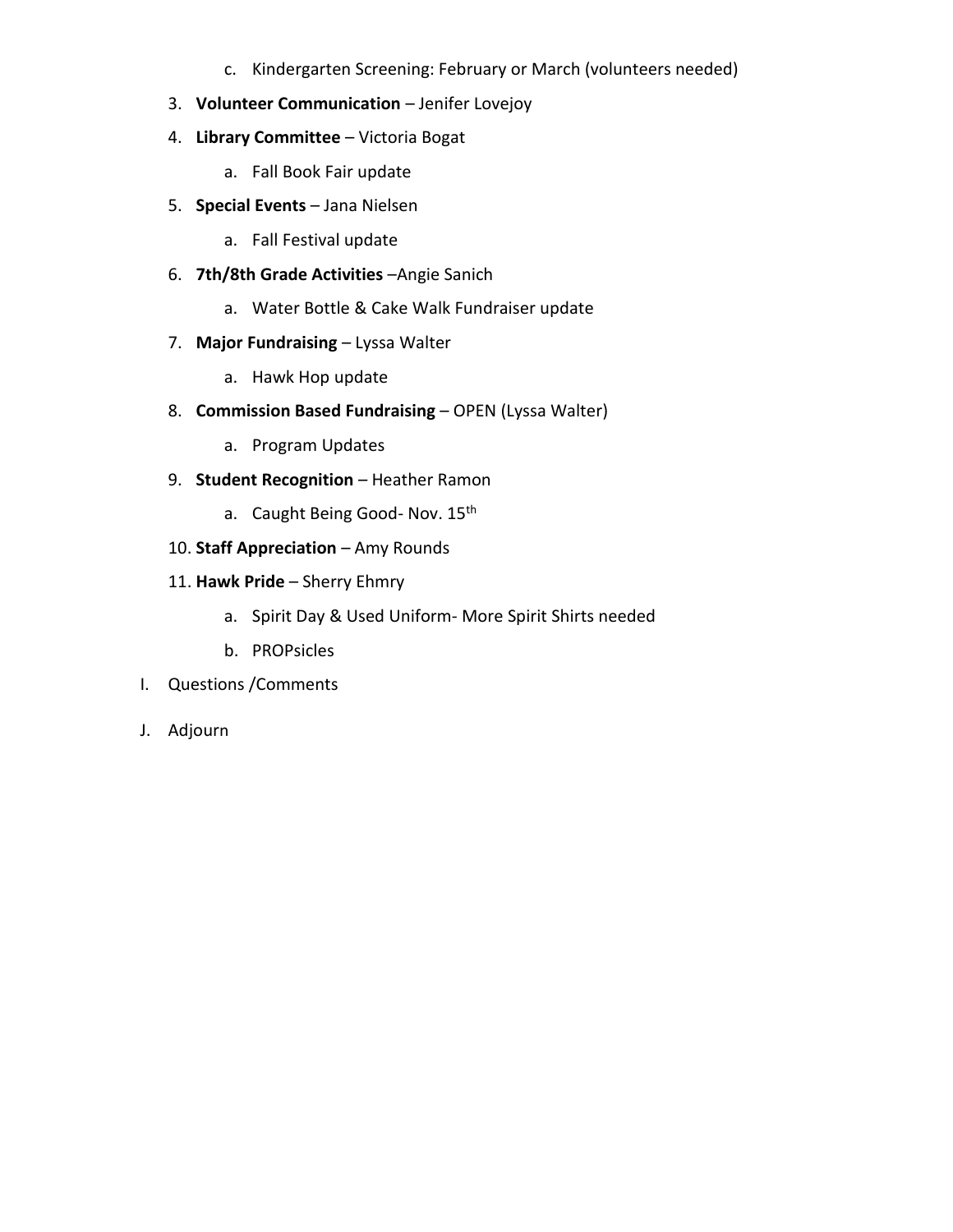c. Kindergarten Screening: February or March (volunteers needed)

3. **Volunteer Communication** – Jenifer Lovejoy
4. **Library Committee** – Victoria Bogat
   a. Fall Book Fair update
5. **Special Events** – Jana Nielsen
   a. Fall Festival update
6. **7th/8th Grade Activities** –Angie Sanich
   a. Water Bottle & Cake Walk Fundraiser update
7. **Major Fundraising** – Lyssa Walter
   a. Hawk Hop update
8. **Commission Based Fundraising** – OPEN (Lyssa Walter)
   a. Program Updates
9. **Student Recognition** – Heather Ramon
   a. Caught Being Good- Nov. 15th
10. **Staff Appreciation** – Amy Rounds
11. **Hawk Pride** – Sherry Ehmry
    a. Spirit Day & Used Uniform- More Spirit Shirts needed
    b. PROPsicles

I. Questions /Comments

J. Adjourn